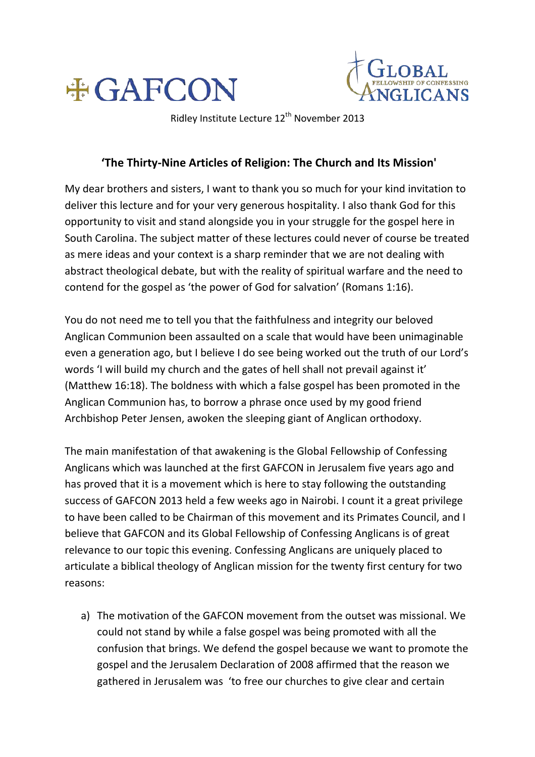GAFCON

GLOBAL FELLOWSHIP OF CONFESSING ANGLICANS

Ridley Institute Lecture 12th November 2013

## 'The Thirty-Nine Articles of Religion: The Church and Its Mission'

My dear brothers and sisters, I want to thank you so much for your kind invitation to deliver this lecture and for your very generous hospitality. I also thank God for this opportunity to visit and stand alongside you in your struggle for the gospel here in South Carolina. The subject matter of these lectures could never of course be treated as mere ideas and your context is a sharp reminder that we are not dealing with abstract theological debate, but with the reality of spiritual warfare and the need to contend for the gospel as 'the power of God for salvation' (Romans 1:16).

You do not need me to tell you that the faithfulness and integrity our beloved Anglican Communion been assaulted on a scale that would have been unimaginable even a generation ago, but I believe I do see being worked out the truth of our Lord's words 'I will build my church and the gates of hell shall not prevail against it' (Matthew 16:18). The boldness with which a false gospel has been promoted in the Anglican Communion has, to borrow a phrase once used by my good friend Archbishop Peter Jensen, awoken the sleeping giant of Anglican orthodoxy.

The main manifestation of that awakening is the Global Fellowship of Confessing Anglicans which was launched at the first GAFCON in Jerusalem five years ago and has proved that it is a movement which is here to stay following the outstanding success of GAFCON 2013 held a few weeks ago in Nairobi. I count it a great privilege to have been called to be Chairman of this movement and its Primates Council, and I believe that GAFCON and its Global Fellowship of Confessing Anglicans is of great relevance to our topic this evening. Confessing Anglicans are uniquely placed to articulate a biblical theology of Anglican mission for the twenty first century for two reasons:

a) The motivation of the GAFCON movement from the outset was missional. We could not stand by while a false gospel was being promoted with all the confusion that brings. We defend the gospel because we want to promote the gospel and the Jerusalem Declaration of 2008 affirmed that the reason we gathered in Jerusalem was 'to free our churches to give clear and certain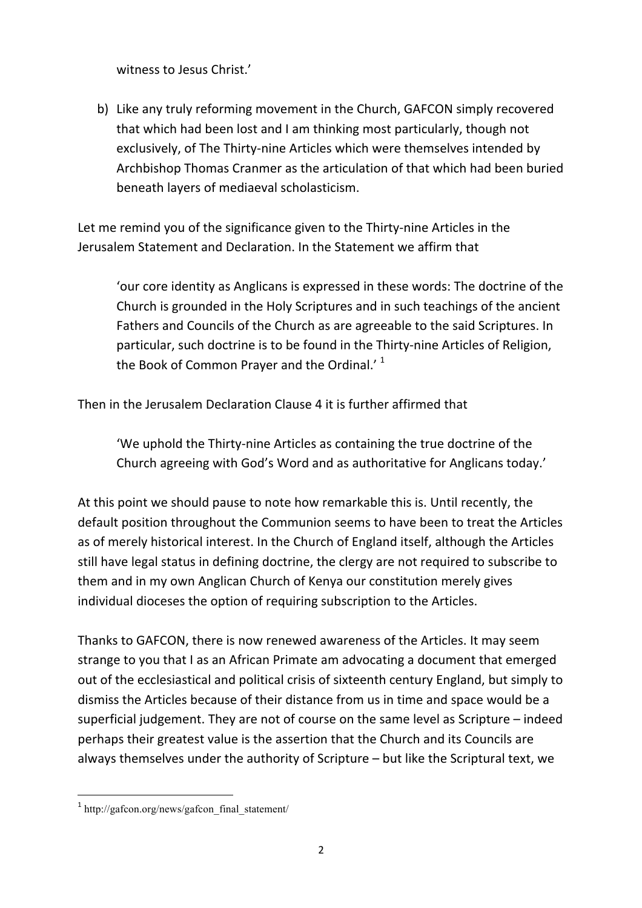witness to Jesus Christ.'

b) Like any truly reforming movement in the Church, GAFCON simply recovered that which had been lost and I am thinking most particularly, though not exclusively, of The Thirty-nine Articles which were themselves intended by Archbishop Thomas Cranmer as the articulation of that which had been buried beneath layers of mediaeval scholasticism.

Let me remind you of the significance given to the Thirty-nine Articles in the Jerusalem Statement and Declaration. In the Statement we affirm that

> 'our core identity as Anglicans is expressed in these words: The doctrine of the Church is grounded in the Holy Scriptures and in such teachings of the ancient Fathers and Councils of the Church as are agreeable to the said Scriptures. In particular, such doctrine is to be found in the Thirty-nine Articles of Religion, the Book of Common Prayer and the Ordinal.' [1]

Then in the Jerusalem Declaration Clause 4 it is further affirmed that

> 'We uphold the Thirty-nine Articles as containing the true doctrine of the Church agreeing with God's Word and as authoritative for Anglicans today.'

At this point we should pause to note how remarkable this is. Until recently, the default position throughout the Communion seems to have been to treat the Articles as of merely historical interest. In the Church of England itself, although the Articles still have legal status in defining doctrine, the clergy are not required to subscribe to them and in my own Anglican Church of Kenya our constitution merely gives individual dioceses the option of requiring subscription to the Articles.

Thanks to GAFCON, there is now renewed awareness of the Articles. It may seem strange to you that I as an African Primate am advocating a document that emerged out of the ecclesiastical and political crisis of sixteenth century England, but simply to dismiss the Articles because of their distance from us in time and space would be a superficial judgement. They are not of course on the same level as Scripture – indeed perhaps their greatest value is the assertion that the Church and its Councils are always themselves under the authority of Scripture – but like the Scriptural text, we

---

[1] http://gafcon.org/news/gafcon_final_statement/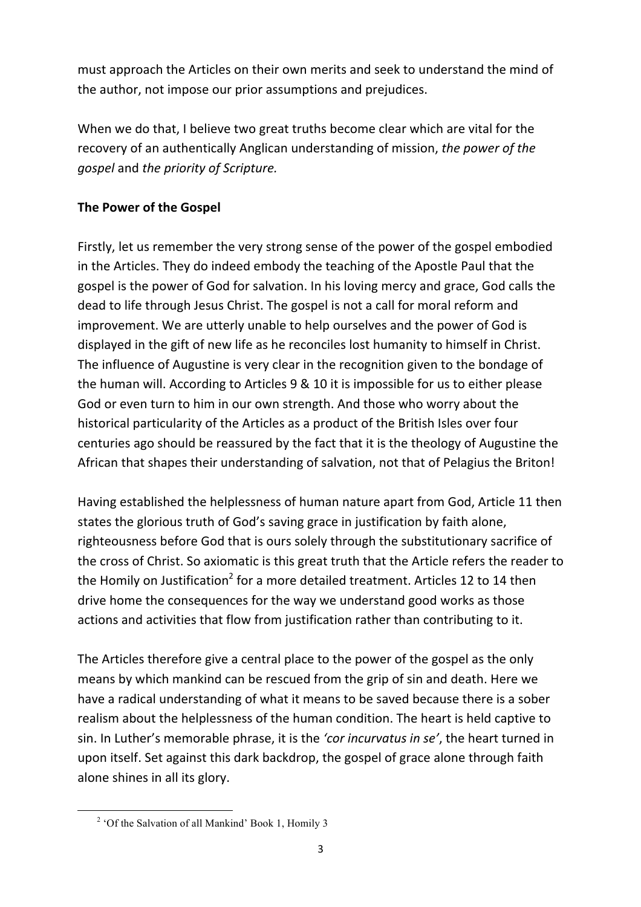must approach the Articles on their own merits and seek to understand the mind of the author, not impose our prior assumptions and prejudices.

When we do that, I believe two great truths become clear which are vital for the recovery of an authentically Anglican understanding of mission, *the power of the gospel* and *the priority of Scripture.*

**The Power of the Gospel**

Firstly, let us remember the very strong sense of the power of the gospel embodied in the Articles. They do indeed embody the teaching of the Apostle Paul that the gospel is the power of God for salvation. In his loving mercy and grace, God calls the dead to life through Jesus Christ. The gospel is not a call for moral reform and improvement. We are utterly unable to help ourselves and the power of God is displayed in the gift of new life as he reconciles lost humanity to himself in Christ. The influence of Augustine is very clear in the recognition given to the bondage of the human will. According to Articles 9 & 10 it is impossible for us to either please God or even turn to him in our own strength. And those who worry about the historical particularity of the Articles as a product of the British Isles over four centuries ago should be reassured by the fact that it is the theology of Augustine the African that shapes their understanding of salvation, not that of Pelagius the Briton!

Having established the helplessness of human nature apart from God, Article 11 then states the glorious truth of God's saving grace in justification by faith alone, righteousness before God that is ours solely through the substitutionary sacrifice of the cross of Christ. So axiomatic is this great truth that the Article refers the reader to the Homily on Justification[2] for a more detailed treatment. Articles 12 to 14 then drive home the consequences for the way we understand good works as those actions and activities that flow from justification rather than contributing to it.

The Articles therefore give a central place to the power of the gospel as the only means by which mankind can be rescued from the grip of sin and death. Here we have a radical understanding of what it means to be saved because there is a sober realism about the helplessness of the human condition. The heart is held captive to sin. In Luther's memorable phrase, it is the *'cor incurvatus in se'*, the heart turned in upon itself. Set against this dark backdrop, the gospel of grace alone through faith alone shines in all its glory.

[2] 'Of the Salvation of all Mankind' Book 1, Homily 3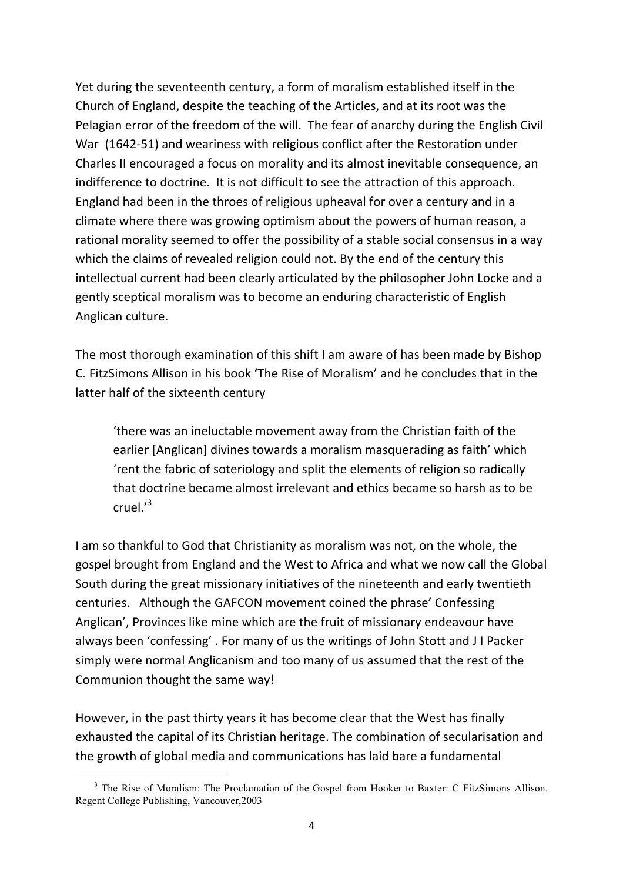Yet during the seventeenth century, a form of moralism established itself in the Church of England, despite the teaching of the Articles, and at its root was the Pelagian error of the freedom of the will. The fear of anarchy during the English Civil War (1642-51) and weariness with religious conflict after the Restoration under Charles II encouraged a focus on morality and its almost inevitable consequence, an indifference to doctrine. It is not difficult to see the attraction of this approach. England had been in the throes of religious upheaval for over a century and in a climate where there was growing optimism about the powers of human reason, a rational morality seemed to offer the possibility of a stable social consensus in a way which the claims of revealed religion could not. By the end of the century this intellectual current had been clearly articulated by the philosopher John Locke and a gently sceptical moralism was to become an enduring characteristic of English Anglican culture.

The most thorough examination of this shift I am aware of has been made by Bishop C. FitzSimons Allison in his book 'The Rise of Moralism' and he concludes that in the latter half of the sixteenth century

> 'there was an ineluctable movement away from the Christian faith of the earlier [Anglican] divines towards a moralism masquerading as faith' which 'rent the fabric of soteriology and split the elements of religion so radically that doctrine became almost irrelevant and ethics became so harsh as to be cruel.'[3]

I am so thankful to God that Christianity as moralism was not, on the whole, the gospel brought from England and the West to Africa and what we now call the Global South during the great missionary initiatives of the nineteenth and early twentieth centuries. Although the GAFCON movement coined the phrase' Confessing Anglican', Provinces like mine which are the fruit of missionary endeavour have always been 'confessing' . For many of us the writings of John Stott and J I Packer simply were normal Anglicanism and too many of us assumed that the rest of the Communion thought the same way!

However, in the past thirty years it has become clear that the West has finally exhausted the capital of its Christian heritage. The combination of secularisation and the growth of global media and communications has laid bare a fundamental

[3] The Rise of Moralism: The Proclamation of the Gospel from Hooker to Baxter: C FitzSimons Allison. Regent College Publishing, Vancouver,2003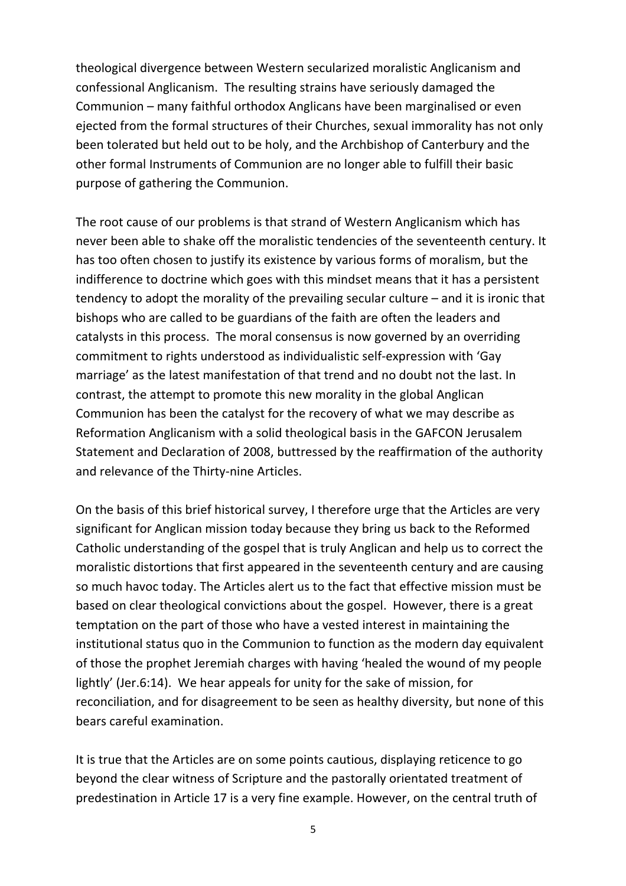theological divergence between Western secularized moralistic Anglicanism and confessional Anglicanism. The resulting strains have seriously damaged the Communion – many faithful orthodox Anglicans have been marginalised or even ejected from the formal structures of their Churches, sexual immorality has not only been tolerated but held out to be holy, and the Archbishop of Canterbury and the other formal Instruments of Communion are no longer able to fulfill their basic purpose of gathering the Communion.

The root cause of our problems is that strand of Western Anglicanism which has never been able to shake off the moralistic tendencies of the seventeenth century. It has too often chosen to justify its existence by various forms of moralism, but the indifference to doctrine which goes with this mindset means that it has a persistent tendency to adopt the morality of the prevailing secular culture – and it is ironic that bishops who are called to be guardians of the faith are often the leaders and catalysts in this process. The moral consensus is now governed by an overriding commitment to rights understood as individualistic self-expression with 'Gay marriage' as the latest manifestation of that trend and no doubt not the last. In contrast, the attempt to promote this new morality in the global Anglican Communion has been the catalyst for the recovery of what we may describe as Reformation Anglicanism with a solid theological basis in the GAFCON Jerusalem Statement and Declaration of 2008, buttressed by the reaffirmation of the authority and relevance of the Thirty-nine Articles.

On the basis of this brief historical survey, I therefore urge that the Articles are very significant for Anglican mission today because they bring us back to the Reformed Catholic understanding of the gospel that is truly Anglican and help us to correct the moralistic distortions that first appeared in the seventeenth century and are causing so much havoc today. The Articles alert us to the fact that effective mission must be based on clear theological convictions about the gospel. However, there is a great temptation on the part of those who have a vested interest in maintaining the institutional status quo in the Communion to function as the modern day equivalent of those the prophet Jeremiah charges with having 'healed the wound of my people lightly' (Jer.6:14). We hear appeals for unity for the sake of mission, for reconciliation, and for disagreement to be seen as healthy diversity, but none of this bears careful examination.

It is true that the Articles are on some points cautious, displaying reticence to go beyond the clear witness of Scripture and the pastorally orientated treatment of predestination in Article 17 is a very fine example. However, on the central truth of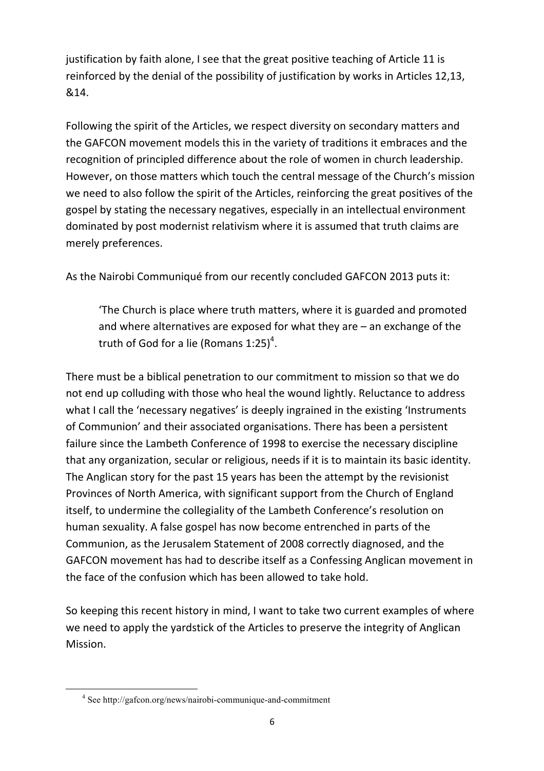justification by faith alone, I see that the great positive teaching of Article 11 is reinforced by the denial of the possibility of justification by works in Articles 12,13, &14.

Following the spirit of the Articles, we respect diversity on secondary matters and the GAFCON movement models this in the variety of traditions it embraces and the recognition of principled difference about the role of women in church leadership. However, on those matters which touch the central message of the Church's mission we need to also follow the spirit of the Articles, reinforcing the great positives of the gospel by stating the necessary negatives, especially in an intellectual environment dominated by post modernist relativism where it is assumed that truth claims are merely preferences.

As the Nairobi Communiqué from our recently concluded GAFCON 2013 puts it:

> 'The Church is place where truth matters, where it is guarded and promoted and where alternatives are exposed for what they are – an exchange of the truth of God for a lie (Romans 1:25)[4].

There must be a biblical penetration to our commitment to mission so that we do not end up colluding with those who heal the wound lightly. Reluctance to address what I call the 'necessary negatives' is deeply ingrained in the existing 'Instruments of Communion' and their associated organisations. There has been a persistent failure since the Lambeth Conference of 1998 to exercise the necessary discipline that any organization, secular or religious, needs if it is to maintain its basic identity. The Anglican story for the past 15 years has been the attempt by the revisionist Provinces of North America, with significant support from the Church of England itself, to undermine the collegiality of the Lambeth Conference's resolution on human sexuality. A false gospel has now become entrenched in parts of the Communion, as the Jerusalem Statement of 2008 correctly diagnosed, and the GAFCON movement has had to describe itself as a Confessing Anglican movement in the face of the confusion which has been allowed to take hold.

So keeping this recent history in mind, I want to take two current examples of where we need to apply the yardstick of the Articles to preserve the integrity of Anglican Mission.

---

[4] See http://gafcon.org/news/nairobi-communique-and-commitment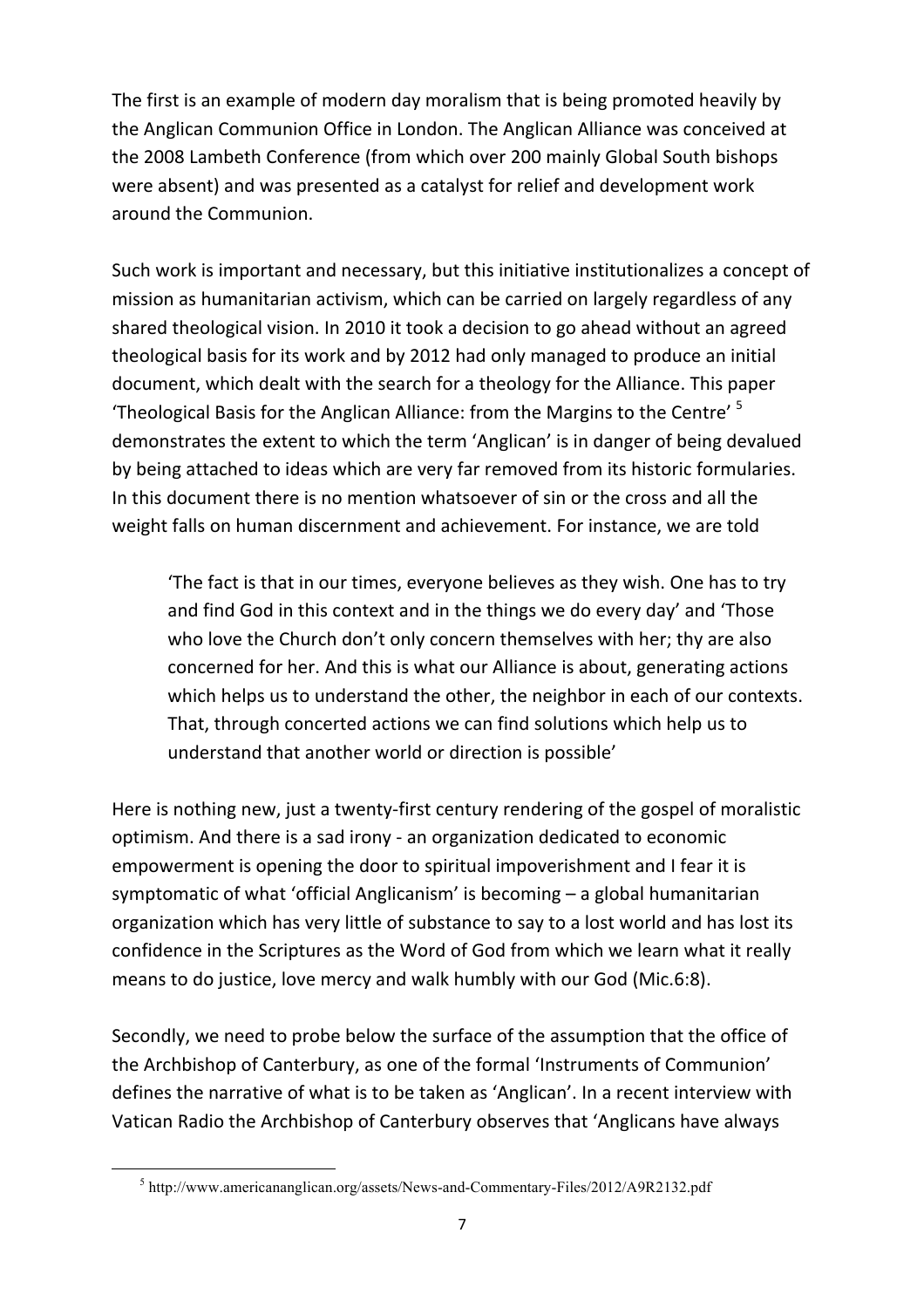The first is an example of modern day moralism that is being promoted heavily by the Anglican Communion Office in London. The Anglican Alliance was conceived at the 2008 Lambeth Conference (from which over 200 mainly Global South bishops were absent) and was presented as a catalyst for relief and development work around the Communion.

Such work is important and necessary, but this initiative institutionalizes a concept of mission as humanitarian activism, which can be carried on largely regardless of any shared theological vision. In 2010 it took a decision to go ahead without an agreed theological basis for its work and by 2012 had only managed to produce an initial document, which dealt with the search for a theology for the Alliance. This paper 'Theological Basis for the Anglican Alliance: from the Margins to the Centre' [5] demonstrates the extent to which the term 'Anglican' is in danger of being devalued by being attached to ideas which are very far removed from its historic formularies. In this document there is no mention whatsoever of sin or the cross and all the weight falls on human discernment and achievement. For instance, we are told

> 'The fact is that in our times, everyone believes as they wish. One has to try and find God in this context and in the things we do every day' and 'Those who love the Church don't only concern themselves with her; thy are also concerned for her. And this is what our Alliance is about, generating actions which helps us to understand the other, the neighbor in each of our contexts. That, through concerted actions we can find solutions which help us to understand that another world or direction is possible'

Here is nothing new, just a twenty-first century rendering of the gospel of moralistic optimism. And there is a sad irony - an organization dedicated to economic empowerment is opening the door to spiritual impoverishment and I fear it is symptomatic of what 'official Anglicanism' is becoming – a global humanitarian organization which has very little of substance to say to a lost world and has lost its confidence in the Scriptures as the Word of God from which we learn what it really means to do justice, love mercy and walk humbly with our God (Mic.6:8).

Secondly, we need to probe below the surface of the assumption that the office of the Archbishop of Canterbury, as one of the formal 'Instruments of Communion' defines the narrative of what is to be taken as 'Anglican'. In a recent interview with Vatican Radio the Archbishop of Canterbury observes that 'Anglicans have always

---

[5] http://www.americananglican.org/assets/News-and-Commentary-Files/2012/A9R2132.pdf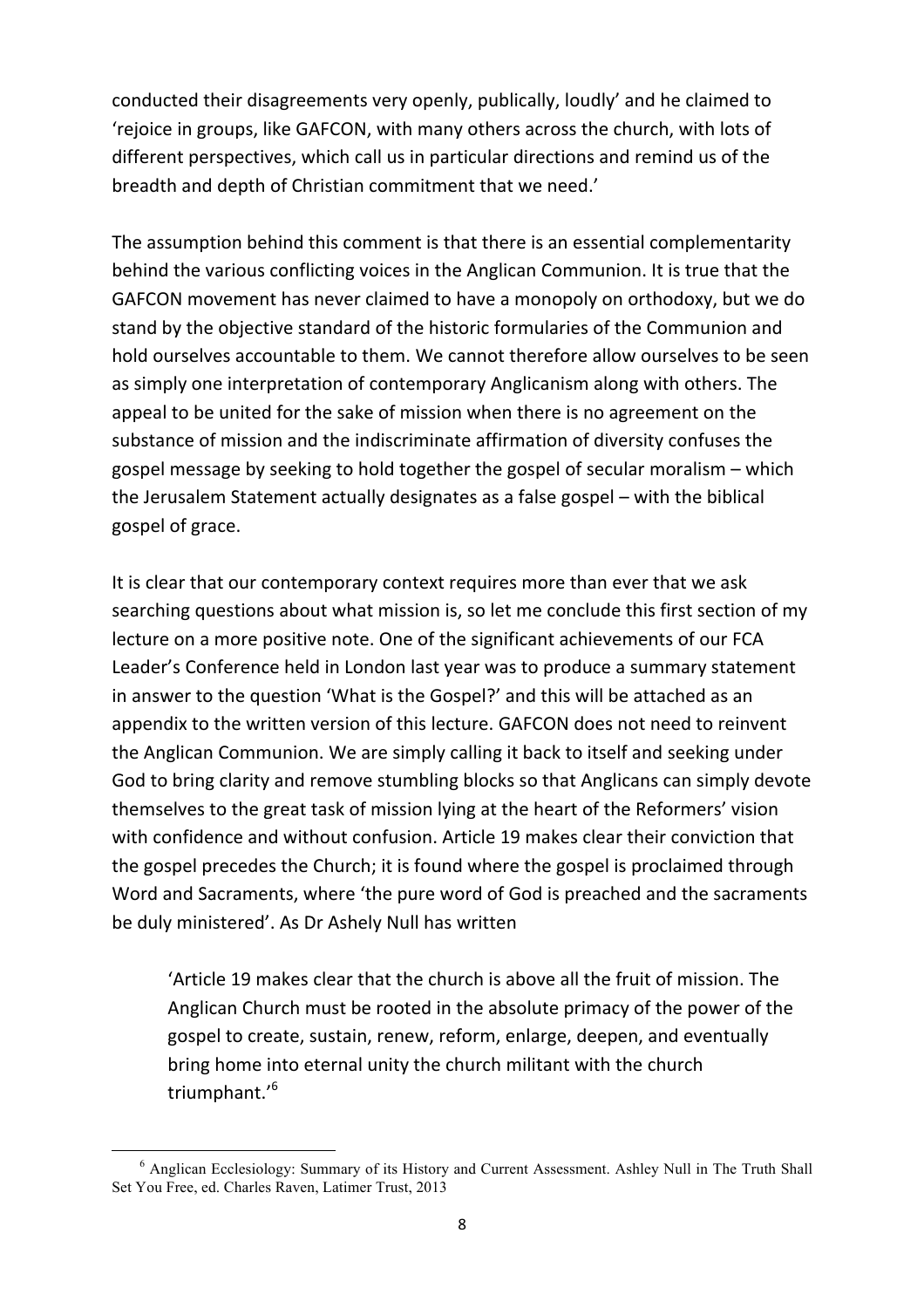conducted their disagreements very openly, publically, loudly' and he claimed to 'rejoice in groups, like GAFCON, with many others across the church, with lots of different perspectives, which call us in particular directions and remind us of the breadth and depth of Christian commitment that we need.'

The assumption behind this comment is that there is an essential complementarity behind the various conflicting voices in the Anglican Communion. It is true that the GAFCON movement has never claimed to have a monopoly on orthodoxy, but we do stand by the objective standard of the historic formularies of the Communion and hold ourselves accountable to them. We cannot therefore allow ourselves to be seen as simply one interpretation of contemporary Anglicanism along with others. The appeal to be united for the sake of mission when there is no agreement on the substance of mission and the indiscriminate affirmation of diversity confuses the gospel message by seeking to hold together the gospel of secular moralism – which the Jerusalem Statement actually designates as a false gospel – with the biblical gospel of grace.

It is clear that our contemporary context requires more than ever that we ask searching questions about what mission is, so let me conclude this first section of my lecture on a more positive note. One of the significant achievements of our FCA Leader's Conference held in London last year was to produce a summary statement in answer to the question 'What is the Gospel?' and this will be attached as an appendix to the written version of this lecture. GAFCON does not need to reinvent the Anglican Communion. We are simply calling it back to itself and seeking under God to bring clarity and remove stumbling blocks so that Anglicans can simply devote themselves to the great task of mission lying at the heart of the Reformers' vision with confidence and without confusion. Article 19 makes clear their conviction that the gospel precedes the Church; it is found where the gospel is proclaimed through Word and Sacraments, where 'the pure word of God is preached and the sacraments be duly ministered'. As Dr Ashely Null has written

> 'Article 19 makes clear that the church is above all the fruit of mission. The Anglican Church must be rooted in the absolute primacy of the power of the gospel to create, sustain, renew, reform, enlarge, deepen, and eventually bring home into eternal unity the church militant with the church triumphant.'[6]

[6] Anglican Ecclesiology: Summary of its History and Current Assessment. Ashley Null in The Truth Shall Set You Free, ed. Charles Raven, Latimer Trust, 2013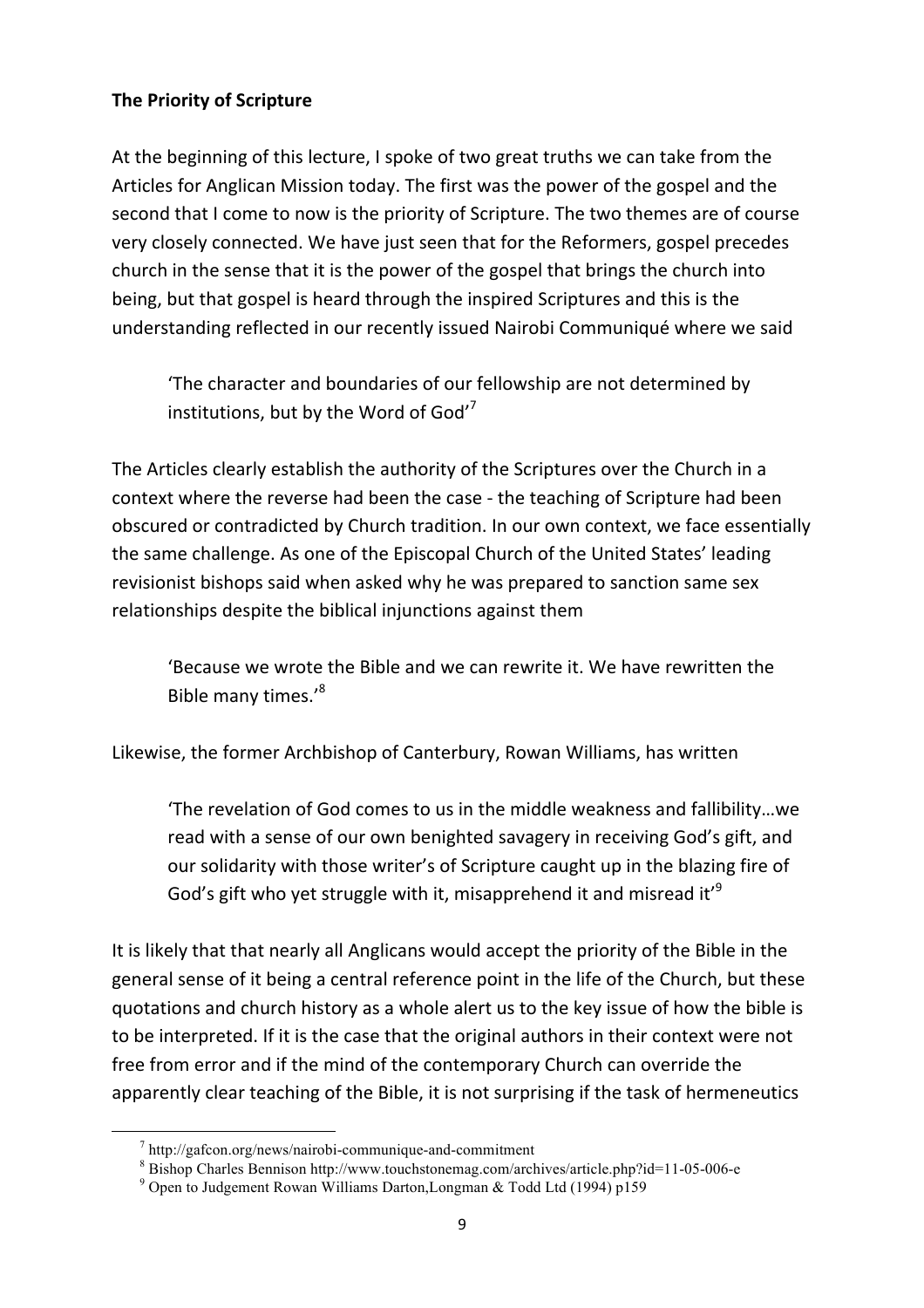**The Priority of Scripture**

At the beginning of this lecture, I spoke of two great truths we can take from the Articles for Anglican Mission today. The first was the power of the gospel and the second that I come to now is the priority of Scripture. The two themes are of course very closely connected. We have just seen that for the Reformers, gospel precedes church in the sense that it is the power of the gospel that brings the church into being, but that gospel is heard through the inspired Scriptures and this is the understanding reflected in our recently issued Nairobi Communiqué where we said

> 'The character and boundaries of our fellowship are not determined by institutions, but by the Word of God'[7]

The Articles clearly establish the authority of the Scriptures over the Church in a context where the reverse had been the case - the teaching of Scripture had been obscured or contradicted by Church tradition. In our own context, we face essentially the same challenge. As one of the Episcopal Church of the United States' leading revisionist bishops said when asked why he was prepared to sanction same sex relationships despite the biblical injunctions against them

> 'Because we wrote the Bible and we can rewrite it. We have rewritten the Bible many times.'[8]

Likewise, the former Archbishop of Canterbury, Rowan Williams, has written

> 'The revelation of God comes to us in the middle weakness and fallibility…we read with a sense of our own benighted savagery in receiving God's gift, and our solidarity with those writer's of Scripture caught up in the blazing fire of God's gift who yet struggle with it, misapprehend it and misread it'[9]

It is likely that that nearly all Anglicans would accept the priority of the Bible in the general sense of it being a central reference point in the life of the Church, but these quotations and church history as a whole alert us to the key issue of how the bible is to be interpreted. If it is the case that the original authors in their context were not free from error and if the mind of the contemporary Church can override the apparently clear teaching of the Bible, it is not surprising if the task of hermeneutics

---

[7] http://gafcon.org/news/nairobi-communique-and-commitment

[8] Bishop Charles Bennison http://www.touchstonemag.com/archives/article.php?id=11-05-006-e

[9] Open to Judgement Rowan Williams Darton,Longman & Todd Ltd (1994) p159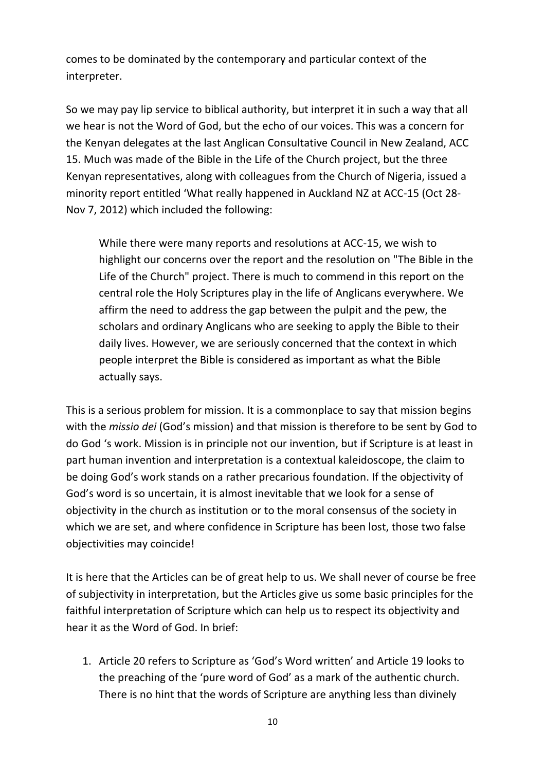comes to be dominated by the contemporary and particular context of the interpreter.

So we may pay lip service to biblical authority, but interpret it in such a way that all we hear is not the Word of God, but the echo of our voices. This was a concern for the Kenyan delegates at the last Anglican Consultative Council in New Zealand, ACC 15. Much was made of the Bible in the Life of the Church project, but the three Kenyan representatives, along with colleagues from the Church of Nigeria, issued a minority report entitled 'What really happened in Auckland NZ at ACC-15 (Oct 28-Nov 7, 2012) which included the following:

> While there were many reports and resolutions at ACC-15, we wish to highlight our concerns over the report and the resolution on "The Bible in the Life of the Church" project. There is much to commend in this report on the central role the Holy Scriptures play in the life of Anglicans everywhere. We affirm the need to address the gap between the pulpit and the pew, the scholars and ordinary Anglicans who are seeking to apply the Bible to their daily lives. However, we are seriously concerned that the context in which people interpret the Bible is considered as important as what the Bible actually says.

This is a serious problem for mission. It is a commonplace to say that mission begins with the *missio dei* (God's mission) and that mission is therefore to be sent by God to do God 's work. Mission is in principle not our invention, but if Scripture is at least in part human invention and interpretation is a contextual kaleidoscope, the claim to be doing God's work stands on a rather precarious foundation. If the objectivity of God's word is so uncertain, it is almost inevitable that we look for a sense of objectivity in the church as institution or to the moral consensus of the society in which we are set, and where confidence in Scripture has been lost, those two false objectivities may coincide!

It is here that the Articles can be of great help to us. We shall never of course be free of subjectivity in interpretation, but the Articles give us some basic principles for the faithful interpretation of Scripture which can help us to respect its objectivity and hear it as the Word of God. In brief:

1. Article 20 refers to Scripture as 'God's Word written' and Article 19 looks to the preaching of the 'pure word of God' as a mark of the authentic church. There is no hint that the words of Scripture are anything less than divinely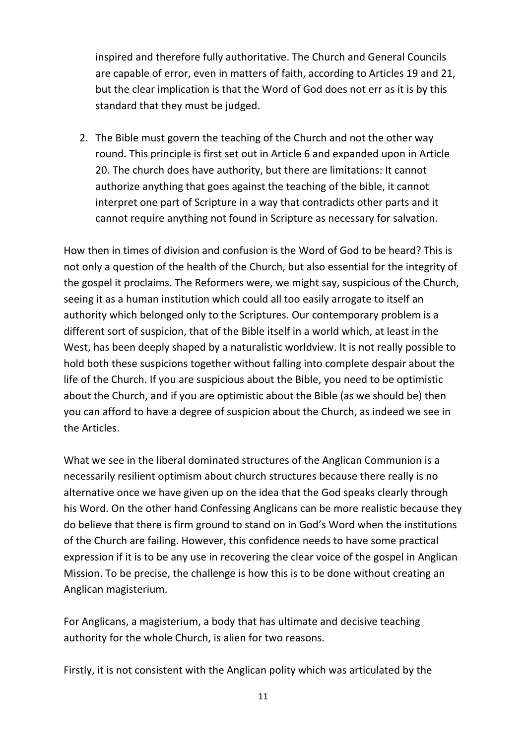inspired and therefore fully authoritative. The Church and General Councils are capable of error, even in matters of faith, according to Articles 19 and 21, but the clear implication is that the Word of God does not err as it is by this standard that they must be judged.

2. The Bible must govern the teaching of the Church and not the other way round. This principle is first set out in Article 6 and expanded upon in Article 20. The church does have authority, but there are limitations: It cannot authorize anything that goes against the teaching of the bible, it cannot interpret one part of Scripture in a way that contradicts other parts and it cannot require anything not found in Scripture as necessary for salvation.

How then in times of division and confusion is the Word of God to be heard? This is not only a question of the health of the Church, but also essential for the integrity of the gospel it proclaims. The Reformers were, we might say, suspicious of the Church, seeing it as a human institution which could all too easily arrogate to itself an authority which belonged only to the Scriptures. Our contemporary problem is a different sort of suspicion, that of the Bible itself in a world which, at least in the West, has been deeply shaped by a naturalistic worldview. It is not really possible to hold both these suspicions together without falling into complete despair about the life of the Church. If you are suspicious about the Bible, you need to be optimistic about the Church, and if you are optimistic about the Bible (as we should be) then you can afford to have a degree of suspicion about the Church, as indeed we see in the Articles.

What we see in the liberal dominated structures of the Anglican Communion is a necessarily resilient optimism about church structures because there really is no alternative once we have given up on the idea that the God speaks clearly through his Word. On the other hand Confessing Anglicans can be more realistic because they do believe that there is firm ground to stand on in God's Word when the institutions of the Church are failing. However, this confidence needs to have some practical expression if it is to be any use in recovering the clear voice of the gospel in Anglican Mission. To be precise, the challenge is how this is to be done without creating an Anglican magisterium.

For Anglicans, a magisterium, a body that has ultimate and decisive teaching authority for the whole Church, is alien for two reasons.

Firstly, it is not consistent with the Anglican polity which was articulated by the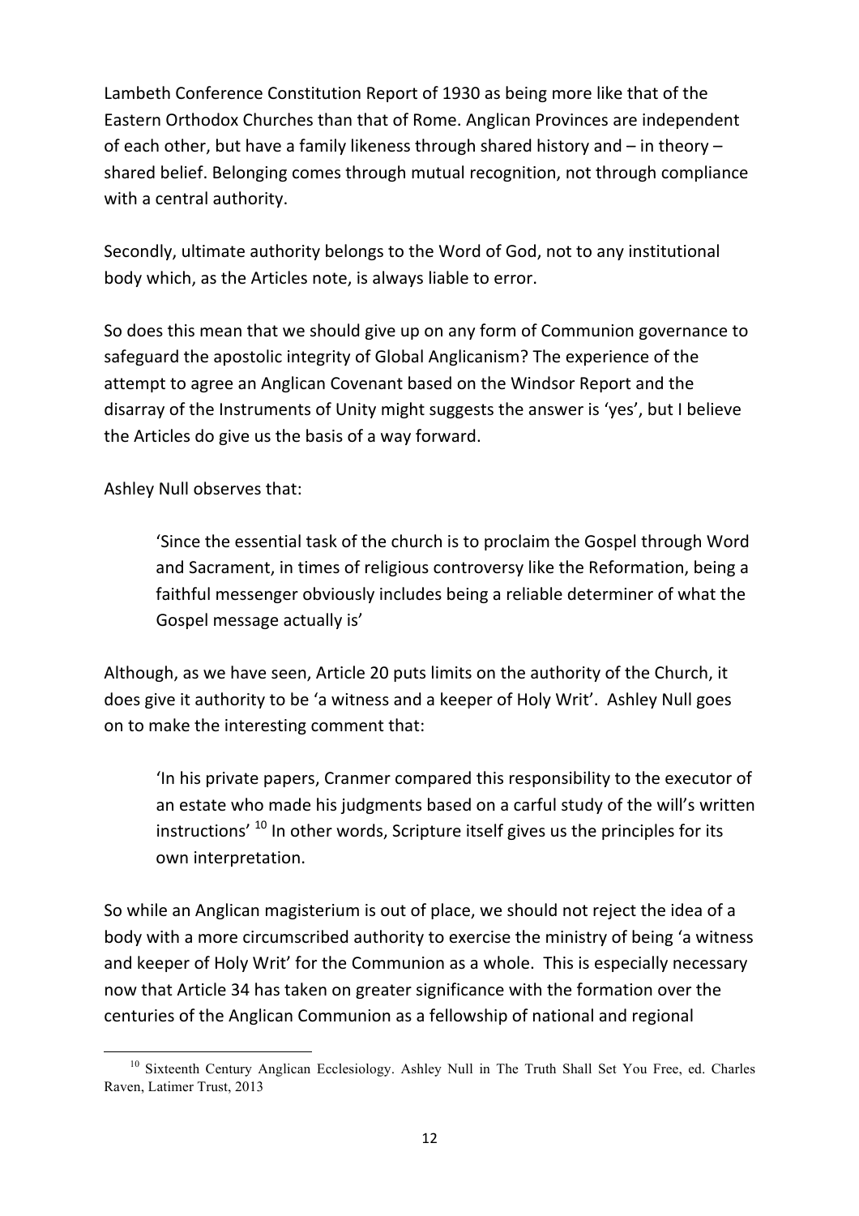Lambeth Conference Constitution Report of 1930 as being more like that of the Eastern Orthodox Churches than that of Rome. Anglican Provinces are independent of each other, but have a family likeness through shared history and – in theory – shared belief. Belonging comes through mutual recognition, not through compliance with a central authority.

Secondly, ultimate authority belongs to the Word of God, not to any institutional body which, as the Articles note, is always liable to error.

So does this mean that we should give up on any form of Communion governance to safeguard the apostolic integrity of Global Anglicanism? The experience of the attempt to agree an Anglican Covenant based on the Windsor Report and the disarray of the Instruments of Unity might suggests the answer is 'yes', but I believe the Articles do give us the basis of a way forward.

Ashley Null observes that:

> 'Since the essential task of the church is to proclaim the Gospel through Word and Sacrament, in times of religious controversy like the Reformation, being a faithful messenger obviously includes being a reliable determiner of what the Gospel message actually is'

Although, as we have seen, Article 20 puts limits on the authority of the Church, it does give it authority to be 'a witness and a keeper of Holy Writ'. Ashley Null goes on to make the interesting comment that:

> 'In his private papers, Cranmer compared this responsibility to the executor of an estate who made his judgments based on a carful study of the will's written instructions' [10] In other words, Scripture itself gives us the principles for its own interpretation.

So while an Anglican magisterium is out of place, we should not reject the idea of a body with a more circumscribed authority to exercise the ministry of being 'a witness and keeper of Holy Writ' for the Communion as a whole. This is especially necessary now that Article 34 has taken on greater significance with the formation over the centuries of the Anglican Communion as a fellowship of national and regional

---

[10] Sixteenth Century Anglican Ecclesiology. Ashley Null in The Truth Shall Set You Free, ed. Charles Raven, Latimer Trust, 2013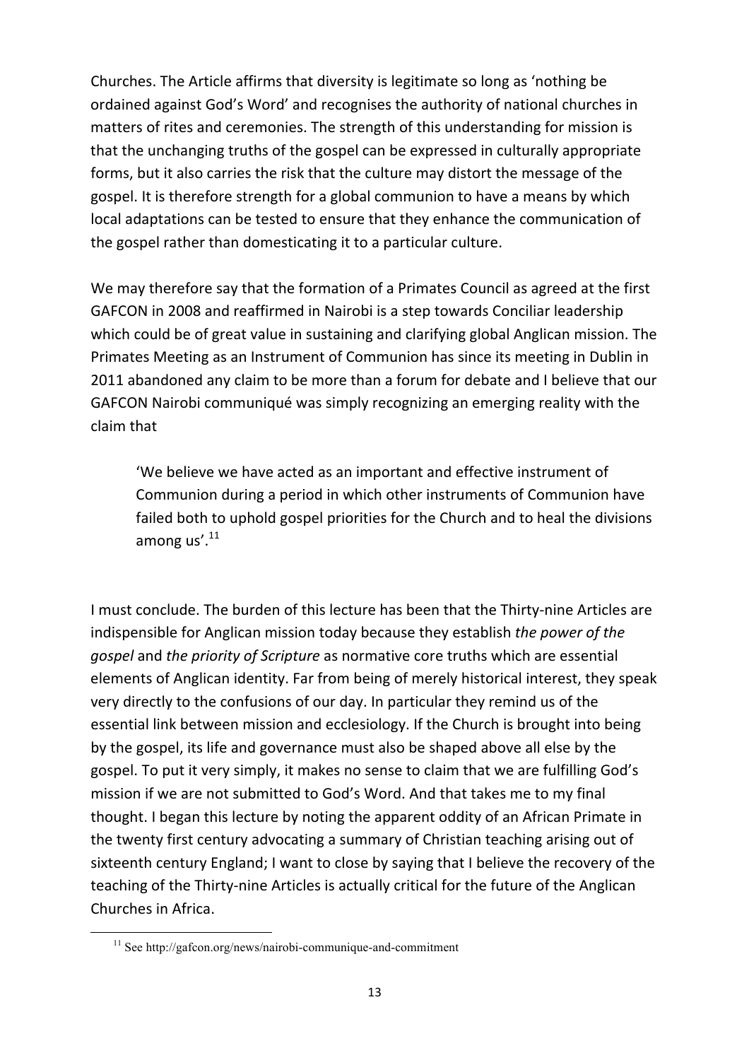Churches. The Article affirms that diversity is legitimate so long as 'nothing be ordained against God's Word' and recognises the authority of national churches in matters of rites and ceremonies. The strength of this understanding for mission is that the unchanging truths of the gospel can be expressed in culturally appropriate forms, but it also carries the risk that the culture may distort the message of the gospel. It is therefore strength for a global communion to have a means by which local adaptations can be tested to ensure that they enhance the communication of the gospel rather than domesticating it to a particular culture.

We may therefore say that the formation of a Primates Council as agreed at the first GAFCON in 2008 and reaffirmed in Nairobi is a step towards Conciliar leadership which could be of great value in sustaining and clarifying global Anglican mission. The Primates Meeting as an Instrument of Communion has since its meeting in Dublin in 2011 abandoned any claim to be more than a forum for debate and I believe that our GAFCON Nairobi communiqué was simply recognizing an emerging reality with the claim that

> 'We believe we have acted as an important and effective instrument of Communion during a period in which other instruments of Communion have failed both to uphold gospel priorities for the Church and to heal the divisions among us'.[11]

I must conclude. The burden of this lecture has been that the Thirty-nine Articles are indispensible for Anglican mission today because they establish *the power of the gospel* and *the priority of Scripture* as normative core truths which are essential elements of Anglican identity. Far from being of merely historical interest, they speak very directly to the confusions of our day. In particular they remind us of the essential link between mission and ecclesiology. If the Church is brought into being by the gospel, its life and governance must also be shaped above all else by the gospel. To put it very simply, it makes no sense to claim that we are fulfilling God's mission if we are not submitted to God's Word. And that takes me to my final thought. I began this lecture by noting the apparent oddity of an African Primate in the twenty first century advocating a summary of Christian teaching arising out of sixteenth century England; I want to close by saying that I believe the recovery of the teaching of the Thirty-nine Articles is actually critical for the future of the Anglican Churches in Africa.

---

[11] See http://gafcon.org/news/nairobi-communique-and-commitment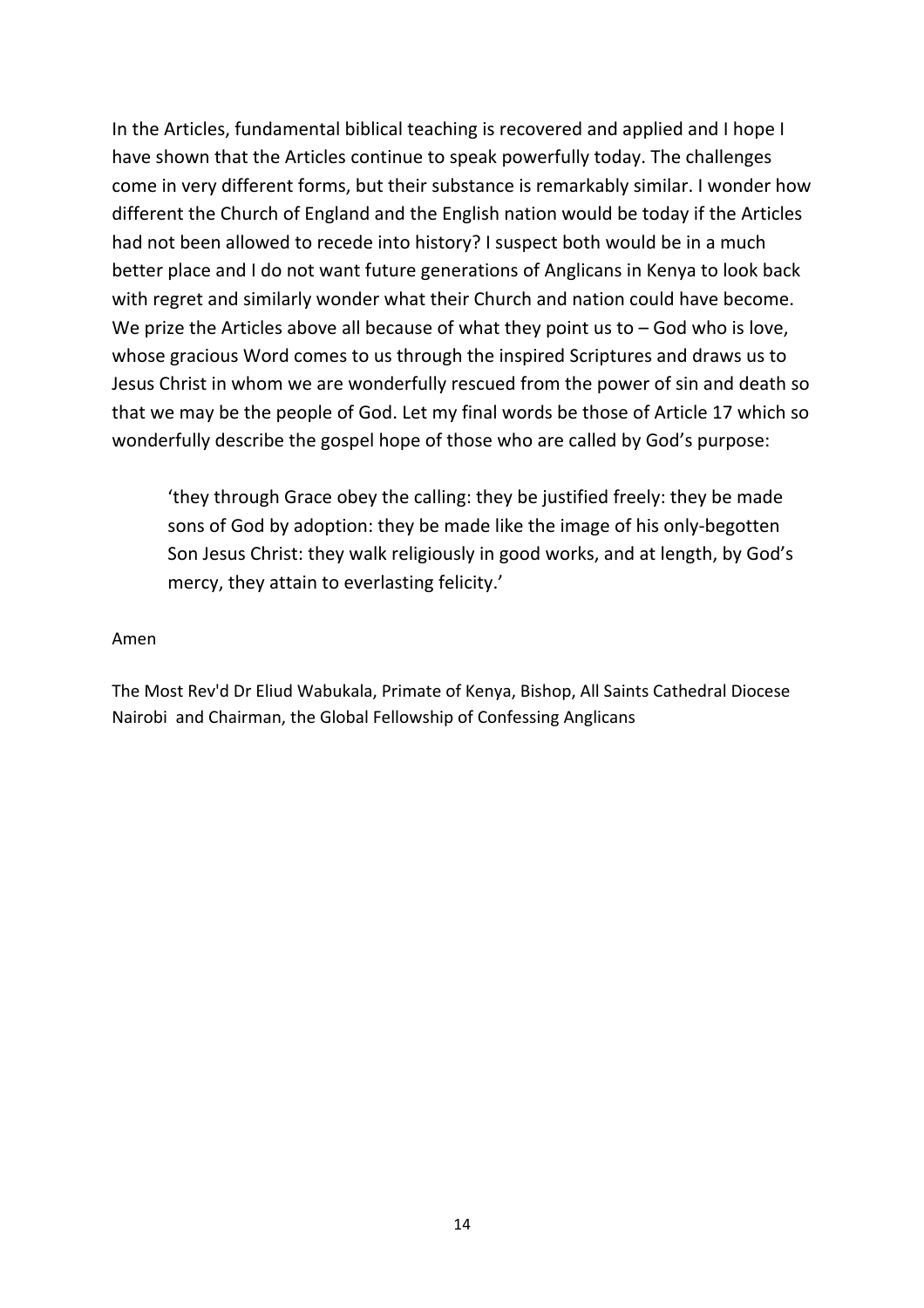In the Articles, fundamental biblical teaching is recovered and applied and I hope I have shown that the Articles continue to speak powerfully today. The challenges come in very different forms, but their substance is remarkably similar. I wonder how different the Church of England and the English nation would be today if the Articles had not been allowed to recede into history? I suspect both would be in a much better place and I do not want future generations of Anglicans in Kenya to look back with regret and similarly wonder what their Church and nation could have become. We prize the Articles above all because of what they point us to – God who is love, whose gracious Word comes to us through the inspired Scriptures and draws us to Jesus Christ in whom we are wonderfully rescued from the power of sin and death so that we may be the people of God. Let my final words be those of Article 17 which so wonderfully describe the gospel hope of those who are called by God's purpose:

> 'they through Grace obey the calling: they be justified freely: they be made sons of God by adoption: they be made like the image of his only-begotten Son Jesus Christ: they walk religiously in good works, and at length, by God's mercy, they attain to everlasting felicity.'

Amen

The Most Rev'd Dr Eliud Wabukala, Primate of Kenya, Bishop, All Saints Cathedral Diocese Nairobi and Chairman, the Global Fellowship of Confessing Anglicans